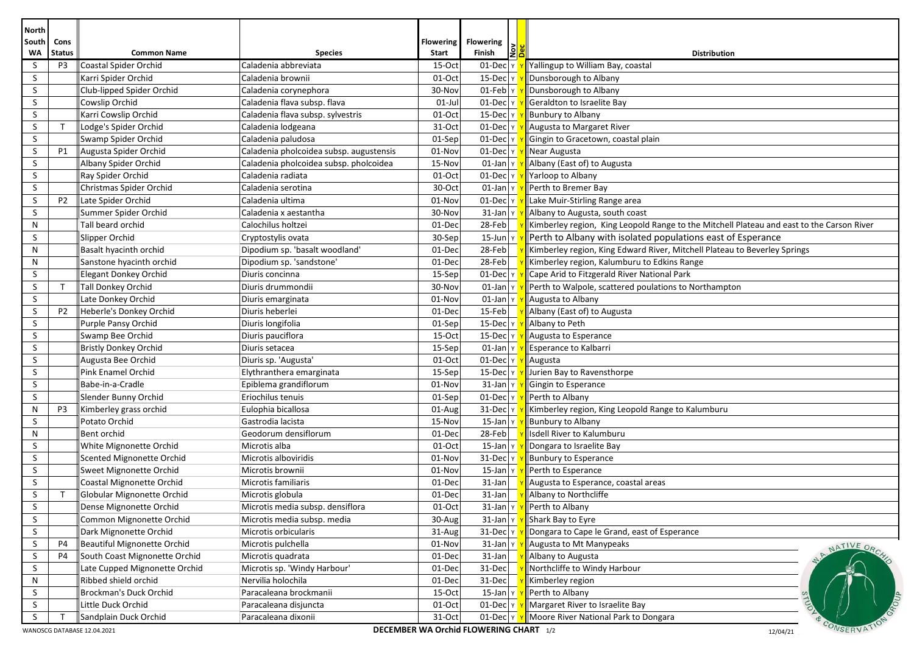| North South WA | Cons Status | Common Name | Species | Flowering Start | Flowering Finish | Nov | Dec | Distribution |
|---|---|---|---|---|---|---|---|---|
| S | P3 | Coastal Spider Orchid | Caladenia abbreviata | 15-Oct | 01-Dec | Y | Y | Yallingup to William Bay, coastal |
| S | | Karri Spider Orchid | Caladenia brownii | 01-Oct | 15-Dec | Y | Y | Dunsborough to Albany |
| S | | Club-lipped Spider Orchid | Caladenia corynephora | 30-Nov | 01-Feb | Y | Y | Dunsborough to Albany |
| S | | Cowslip Orchid | Caladenia flava subsp. flava | 01-Jul | 01-Dec | Y | Y | Geraldton to Israelite Bay |
| S | | Karri Cowslip Orchid | Caladenia flava subsp. sylvestris | 01-Oct | 15-Dec | Y | Y | Bunbury to Albany |
| S | T | Lodge's Spider Orchid | Caladenia lodgeana | 31-Oct | 01-Dec | Y | Y | Augusta to Margaret River |
| S | | Swamp Spider Orchid | Caladenia paludosa | 01-Sep | 01-Dec | Y | Y | Gingin to Gracetown, coastal plain |
| S | P1 | Augusta Spider Orchid | Caladenia pholcoidea subsp. augustensis | 01-Nov | 01-Dec | Y | Y | Near Augusta |
| S | | Albany Spider Orchid | Caladenia pholcoidea subsp. pholcoidea | 15-Nov | 01-Jan | Y | Y | Albany (East of) to Augusta |
| S | | Ray Spider Orchid | Caladenia radiata | 01-Oct | 01-Dec | Y | Y | Yarloop to Albany |
| S | | Christmas Spider Orchid | Caladenia serotina | 30-Oct | 01-Jan | Y | Y | Perth to Bremer Bay |
| S | P2 | Late Spider Orchid | Caladenia ultima | 01-Nov | 01-Dec | Y | Y | Lake Muir-Stirling Range area |
| S | | Summer Spider Orchid | Caladenia x aestantha | 30-Nov | 31-Jan | Y | Y | Albany to Augusta, south coast |
| N | | Tall beard orchid | Calochilus holtzei | 01-Dec | 28-Feb | | Y | Kimberley region, King Leopold Range to the Mitchell Plateau and east to the Carson River |
| S | | Slipper Orchid | Cryptostylis ovata | 30-Sep | 15-Jun | Y | Y | Perth to Albany with isolated populations east of Esperance |
| N | | Basalt hyacinth orchid | Dipodium sp. 'basalt woodland' | 01-Dec | 28-Feb | | Y | Kimberley region, King Edward River, Mitchell Plateau to Beverley Springs |
| N | | Sanstone hyacinth orchid | Dipodium sp. 'sandstone' | 01-Dec | 28-Feb | | Y | Kimberley region, Kalumburu to Edkins Range |
| S | | Elegant Donkey Orchid | Diuris concinna | 15-Sep | 01-Dec | Y | Y | Cape Arid to Fitzgerald River National Park |
| S | T | Tall Donkey Orchid | Diuris drummondii | 30-Nov | 01-Jan | Y | Y | Perth to Walpole, scattered poulations to Northampton |
| S | | Late Donkey Orchid | Diuris emarginata | 01-Nov | 01-Jan | Y | Y | Augusta to Albany |
| S | P2 | Heberle's Donkey Orchid | Diuris heberlei | 01-Dec | 15-Feb | | Y | Albany (East of) to Augusta |
| S | | Purple Pansy Orchid | Diuris longifolia | 01-Sep | 15-Dec | Y | Y | Albany to Peth |
| S | | Swamp Bee Orchid | Diuris pauciflora | 15-Oct | 15-Dec | Y | Y | Augusta to Esperance |
| S | | Bristly Donkey Orchid | Diuris setacea | 15-Sep | 01-Jan | Y | Y | Esperance to Kalbarri |
| S | | Augusta Bee Orchid | Diuris sp. 'Augusta' | 01-Oct | 01-Dec | Y | Y | Augusta |
| S | | Pink Enamel Orchid | Elythranthera emarginata | 15-Sep | 15-Dec | Y | Y | Jurien Bay to Ravensthorpe |
| S | | Babe-in-a-Cradle | Epiblema grandiflorum | 01-Nov | 31-Jan | Y | Y | Gingin to Esperance |
| S | | Slender Bunny Orchid | Eriochilus tenuis | 01-Sep | 01-Dec | Y | Y | Perth to Albany |
| N | P3 | Kimberley grass orchid | Eulophia bicallosa | 01-Aug | 31-Dec | Y | Y | Kimberley region, King Leopold Range to Kalumburu |
| S | | Potato Orchid | Gastrodia lacista | 15-Nov | 15-Jan | Y | Y | Bunbury to Albany |
| N | | Bent orchid | Geodorum densiflorum | 01-Dec | 28-Feb | | Y | Isdell River to Kalumburu |
| S | | White Mignonette Orchid | Microtis alba | 01-Oct | 15-Jan | Y | Y | Dongara to Israelite Bay |
| S | | Scented Mignonette Orchid | Microtis alboviridis | 01-Nov | 31-Dec | Y | Y | Bunbury to Esperance |
| S | | Sweet Mignonette Orchid | Microtis brownii | 01-Nov | 15-Jan | Y | Y | Perth to Esperance |
| S | | Coastal Mignonette Orchid | Microtis familiaris | 01-Dec | 31-Jan | | Y | Augusta to Esperance, coastal areas |
| S | T | Globular Mignonette Orchid | Microtis globula | 01-Dec | 31-Jan | | Y | Albany to Northcliffe |
| S | | Dense Mignonette Orchid | Microtis media subsp. densiflora | 01-Oct | 31-Jan | Y | Y | Perth to Albany |
| S | | Common Mignonette Orchid | Microtis media subsp. media | 30-Aug | 31-Jan | Y | Y | Shark Bay to Eyre |
| S | | Dark Mignonette Orchid | Microtis orbicularis | 31-Aug | 31-Dec | Y | Y | Dongara to Cape le Grand, east of Esperance |
| S | P4 | Beautiful Mignonette Orchid | Microtis pulchella | 01-Nov | 31-Jan | Y | Y | Augusta to Mt Manypeaks |
| S | P4 | South Coast Mignonette Orchid | Microtis quadrata | 01-Dec | 31-Jan | | Y | Albany to Augusta |
| S | | Late Cupped Mignonette Orchid | Microtis sp. 'Windy Harbour' | 01-Dec | 31-Dec | | Y | Northcliffe to Windy Harbour |
| N | | Ribbed shield orchid | Nervilia holochila | 01-Dec | 31-Dec | | Y | Kimberley region |
| S | | Brockman's Duck Orchid | Paracaleana brockmanii | 15-Oct | 15-Jan | Y | Y | Perth to Albany |
| S | | Little Duck Orchid | Paracaleana disjuncta | 01-Oct | 01-Dec | Y | Y | Margaret River to Israelite Bay |
| S | T | Sandplain Duck Orchid | Paracaleana dixonii | 31-Oct | 01-Dec | Y | Y | Moore River National Park to Dongara |

WANOSCG DATABASE 12.04.2021 — **DECEMBER WA Orchid FLOWERING CHART** — 12/04/21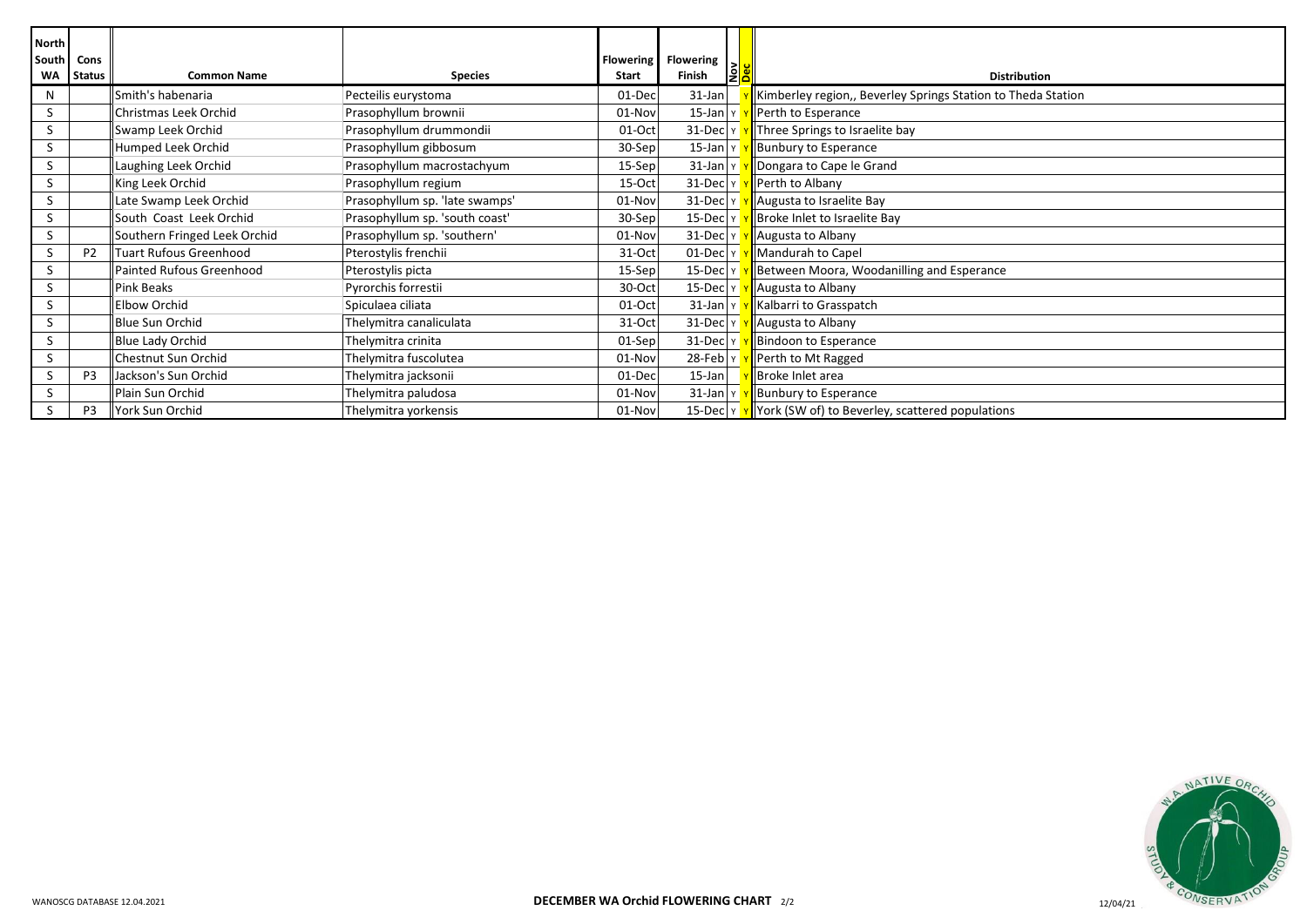| North South WA | Cons Status | Common Name | Species | Flowering Start | Flowering Finish | Nov | Dec | Distribution |
|---|---|---|---|---|---|---|---|---|
| N | | Smith's habenaria | Pecteilis eurystoma | 01-Dec | 31-Jan | | Y | Kimberley region,, Beverley Springs Station to Theda Station |
| S | | Christmas Leek Orchid | Prasophyllum brownii | 01-Nov | 15-Jan | Y | Y | Perth to Esperance |
| S | | Swamp Leek Orchid | Prasophyllum drummondii | 01-Oct | 31-Dec | Y | Y | Three Springs to Israelite bay |
| S | | Humped Leek Orchid | Prasophyllum gibbosum | 30-Sep | 15-Jan | Y | Y | Bunbury to Esperance |
| S | | Laughing Leek Orchid | Prasophyllum macrostachyum | 15-Sep | 31-Jan | Y | Y | Dongara to Cape le Grand |
| S | | King Leek Orchid | Prasophyllum regium | 15-Oct | 31-Dec | Y | Y | Perth to Albany |
| S | | Late Swamp Leek Orchid | Prasophyllum sp. 'late swamps' | 01-Nov | 31-Dec | Y | Y | Augusta to Israelite Bay |
| S | | South Coast Leek Orchid | Prasophyllum sp. 'south coast' | 30-Sep | 15-Dec | Y | Y | Broke Inlet to Israelite Bay |
| S | | Southern Fringed Leek Orchid | Prasophyllum sp. 'southern' | 01-Nov | 31-Dec | Y | Y | Augusta to Albany |
| S | P2 | Tuart Rufous Greenhood | Pterostylis frenchii | 31-Oct | 01-Dec | Y | Y | Mandurah to Capel |
| S | | Painted Rufous Greenhood | Pterostylis picta | 15-Sep | 15-Dec | Y | Y | Between Moora, Woodanilling and Esperance |
| S | | Pink Beaks | Pyrorchis forrestii | 30-Oct | 15-Dec | Y | Y | Augusta to Albany |
| S | | Elbow Orchid | Spiculaea ciliata | 01-Oct | 31-Jan | Y | Y | Kalbarri to Grasspatch |
| S | | Blue Sun Orchid | Thelymitra canaliculata | 31-Oct | 31-Dec | Y | Y | Augusta to Albany |
| S | | Blue Lady Orchid | Thelymitra crinita | 01-Sep | 31-Dec | Y | Y | Bindoon to Esperance |
| S | | Chestnut Sun Orchid | Thelymitra fuscolutea | 01-Nov | 28-Feb | Y | Y | Perth to Mt Ragged |
| S | P3 | Jackson's Sun Orchid | Thelymitra jacksonii | 01-Dec | 15-Jan | | Y | Broke Inlet area |
| S | | Plain Sun Orchid | Thelymitra paludosa | 01-Nov | 31-Jan | Y | Y | Bunbury to Esperance |
| S | P3 | York Sun Orchid | Thelymitra yorkensis | 01-Nov | 15-Dec | Y | Y | York (SW of) to Beverley, scattered populations |

WANOSCG DATABASE 12.04.2021

**DECEMBER WA Orchid FLOWERING CHART**

12/04/21